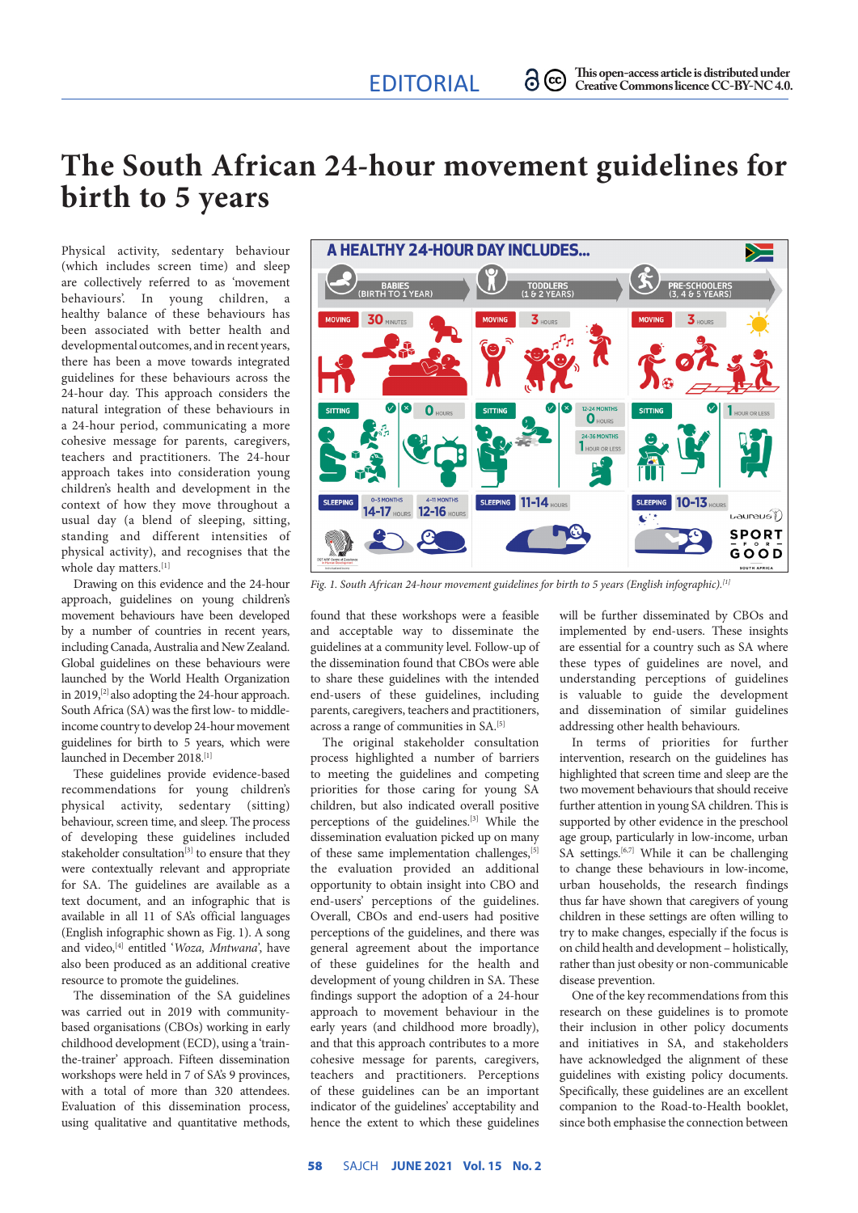EDITORIAL

This open-access article is distributed under Creative Commons licence CC-BY-NC 4.0.

# The South African 24-hour movement guidelines for birth to 5 years

Physical activity, sedentary behaviour (which includes screen time) and sleep are collectively referred to as 'movement behaviours'. In young children, a healthy balance of these behaviours has been associated with better health and developmental outcomes, and in recent years, there has been a move towards integrated guidelines for these behaviours across the 24-hour day. This approach considers the natural integration of these behaviours in a 24-hour period, communicating a more cohesive message for parents, caregivers, teachers and practitioners. The 24-hour approach takes into consideration young children's health and development in the context of how they move throughout a usual day (a blend of sleeping, sitting, standing and different intensities of physical activity), and recognises that the whole day matters.[1]

Drawing on this evidence and the 24-hour approach, guidelines on young children's movement behaviours have been developed by a number of countries in recent years, including Canada, Australia and New Zealand. Global guidelines on these behaviours were launched by the World Health Organization in 2019,[2] also adopting the 24-hour approach. South Africa (SA) was the first low- to middle-income country to develop 24-hour movement guidelines for birth to 5 years, which were launched in December 2018.[1]

These guidelines provide evidence-based recommendations for young children's physical activity, sedentary (sitting) behaviour, screen time, and sleep. The process of developing these guidelines included stakeholder consultation[3] to ensure that they were contextually relevant and appropriate for SA. The guidelines are available as a text document, and an infographic that is available in all 11 of SA's official languages (English infographic shown as Fig. 1). A song and video,[4] entitled '*Woza, Mntwana*', have also been produced as an additional creative resource to promote the guidelines.

The dissemination of the SA guidelines was carried out in 2019 with community-based organisations (CBOs) working in early childhood development (ECD), using a 'train-the-trainer' approach. Fifteen dissemination workshops were held in 7 of SA's 9 provinces, with a total of more than 320 attendees. Evaluation of this dissemination process, using qualitative and quantitative methods, found that these workshops were a feasible and acceptable way to disseminate the guidelines at a community level. Follow-up of the dissemination found that CBOs were able to share these guidelines with the intended end-users of these guidelines, including parents, caregivers, teachers and practitioners, across a range of communities in SA.[5]

*Fig. 1. South African 24-hour movement guidelines for birth to 5 years (English infographic).*[1]

The original stakeholder consultation process highlighted a number of barriers to meeting the guidelines and competing priorities for those caring for young SA children, but also indicated overall positive perceptions of the guidelines.[3] While the dissemination evaluation picked up on many of these same implementation challenges,[5] the evaluation provided an additional opportunity to obtain insight into CBO and end-users' perceptions of the guidelines. Overall, CBOs and end-users had positive perceptions of the guidelines, and there was general agreement about the importance of these guidelines for the health and development of young children in SA. These findings support the adoption of a 24-hour approach to movement behaviour in the early years (and childhood more broadly), and that this approach contributes to a more cohesive message for parents, caregivers, teachers and practitioners. Perceptions of these guidelines can be an important indicator of the guidelines' acceptability and hence the extent to which these guidelines will be further disseminated by CBOs and implemented by end-users. These insights are essential for a country such as SA where these types of guidelines are novel, and understanding perceptions of guidelines is valuable to guide the development and dissemination of similar guidelines addressing other health behaviours.

In terms of priorities for further intervention, research on the guidelines has highlighted that screen time and sleep are the two movement behaviours that should receive further attention in young SA children. This is supported by other evidence in the preschool age group, particularly in low-income, urban SA settings.[6,7] While it can be challenging to change these behaviours in low-income, urban households, the research findings thus far have shown that caregivers of young children in these settings are often willing to try to make changes, especially if the focus is on child health and development – holistically, rather than just obesity or non-communicable disease prevention.

One of the key recommendations from this research on these guidelines is to promote their inclusion in other policy documents and initiatives in SA, and stakeholders have acknowledged the alignment of these guidelines with existing policy documents. Specifically, these guidelines are an excellent companion to the Road-to-Health booklet, since both emphasise the connection between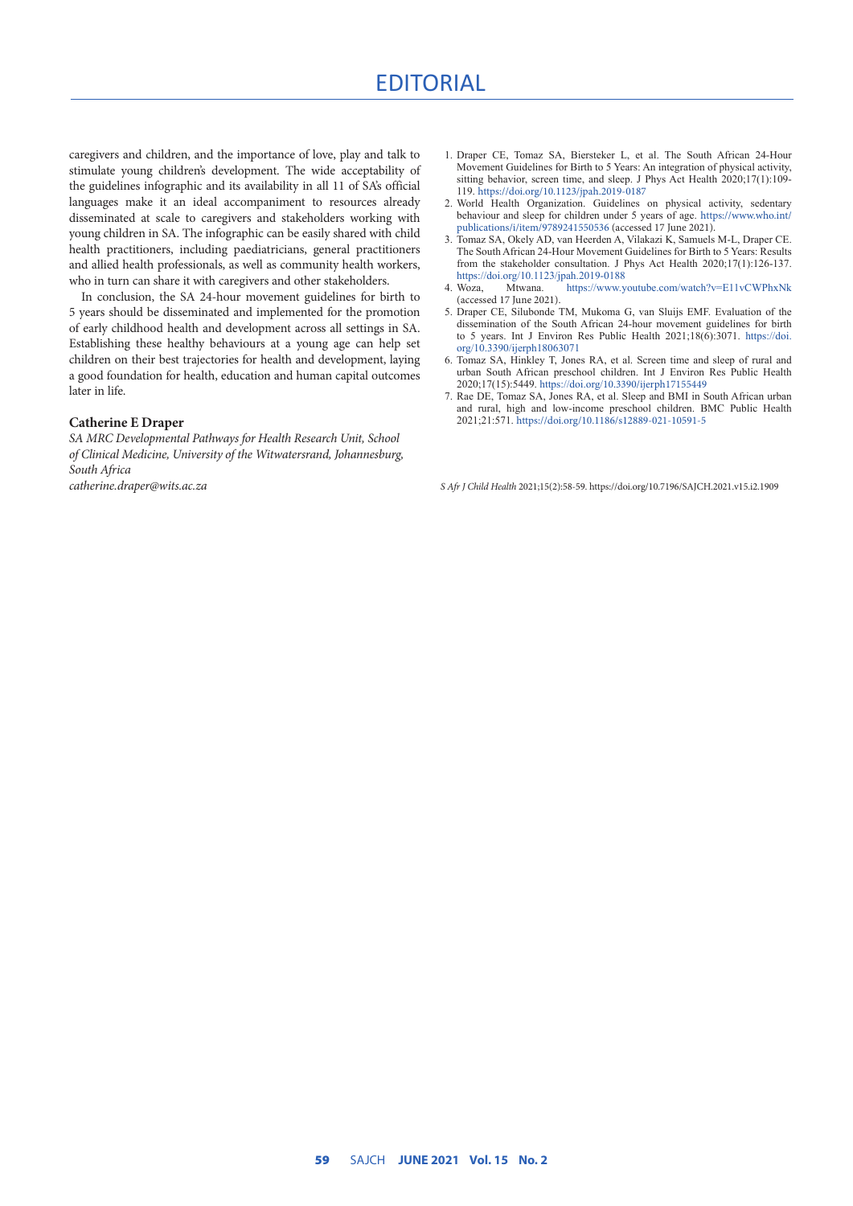caregivers and children, and the importance of love, play and talk to stimulate young children's development. The wide acceptability of the guidelines infographic and its availability in all 11 of SA's official languages make it an ideal accompaniment to resources already disseminated at scale to caregivers and stakeholders working with young children in SA. The infographic can be easily shared with child health practitioners, including paediatricians, general practitioners and allied health professionals, as well as community health workers, who in turn can share it with caregivers and other stakeholders.

In conclusion, the SA 24-hour movement guidelines for birth to 5 years should be disseminated and implemented for the promotion of early childhood health and development across all settings in SA. Establishing these healthy behaviours at a young age can help set children on their best trajectories for health and development, laying a good foundation for health, education and human capital outcomes later in life.

**Catherine E Draper**

*SA MRC Developmental Pathways for Health Research Unit, School of Clinical Medicine, University of the Witwatersrand, Johannesburg, South Africa*
*catherine.draper@wits.ac.za*

1. Draper CE, Tomaz SA, Biersteker L, et al. The South African 24-Hour Movement Guidelines for Birth to 5 Years: An integration of physical activity, sitting behavior, screen time, and sleep. J Phys Act Health 2020;17(1):109-119. https://doi.org/10.1123/jpah.2019-0187
2. World Health Organization. Guidelines on physical activity, sedentary behaviour and sleep for children under 5 years of age. https://www.who.int/publications/i/item/9789241550536 (accessed 17 June 2021).
3. Tomaz SA, Okely AD, van Heerden A, Vilakazi K, Samuels M-L, Draper CE. The South African 24-Hour Movement Guidelines for Birth to 5 Years: Results from the stakeholder consultation. J Phys Act Health 2020;17(1):126-137. https://doi.org/10.1123/jpah.2019-0188
4. Woza, Mtwana. https://www.youtube.com/watch?v=E11vCWPhxNk (accessed 17 June 2021).
5. Draper CE, Silubonde TM, Mukoma G, van Sluijs EMF. Evaluation of the dissemination of the South African 24-hour movement guidelines for birth to 5 years. Int J Environ Res Public Health 2021;18(6):3071. https://doi.org/10.3390/ijerph18063071
6. Tomaz SA, Hinkley T, Jones RA, et al. Screen time and sleep of rural and urban South African preschool children. Int J Environ Res Public Health 2020;17(15):5449. https://doi.org/10.3390/ijerph17155449
7. Rae DE, Tomaz SA, Jones RA, et al. Sleep and BMI in South African urban and rural, high and low-income preschool children. BMC Public Health 2021;21:571. https://doi.org/10.1186/s12889-021-10591-5

*S Afr J Child Health* 2021;15(2):58-59. https://doi.org/10.7196/SAJCH.2021.v15.i2.1909